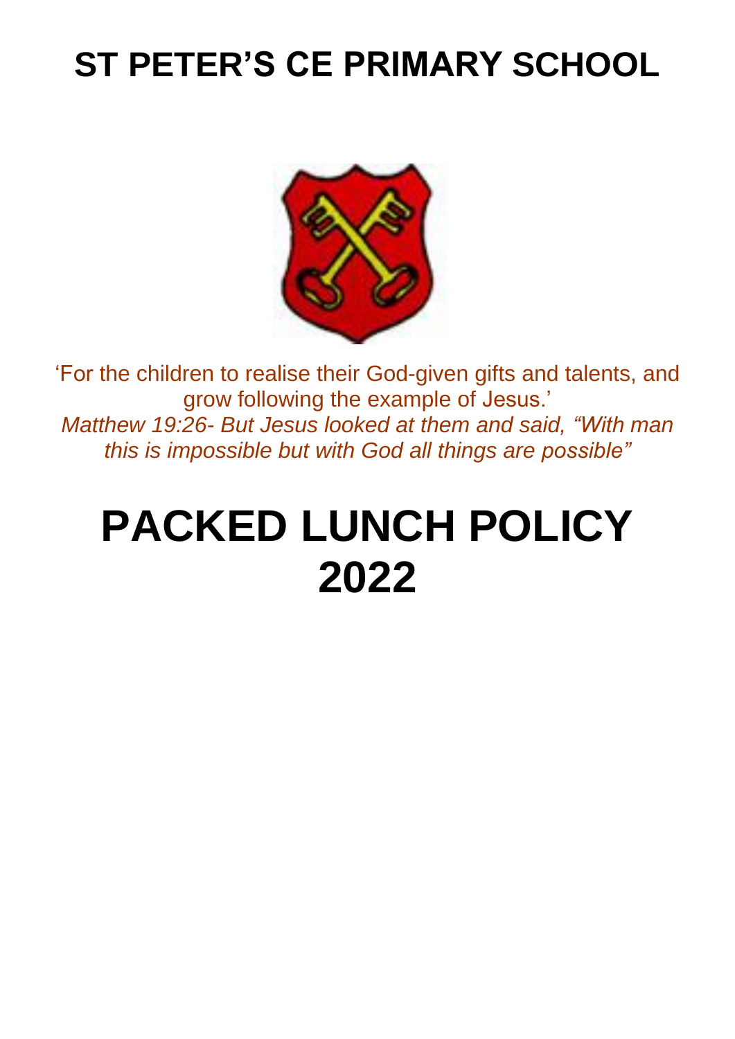# ST PETER'S CE PRIMARY SCHOOL

'For the children to realise their God-given gifts and talents, and grow following the example of Jesus.'

*Matthew 19:26- But Jesus looked at them and said, "With man this is impossible but with God all things are possible"*

# PACKED LUNCH POLICY 2022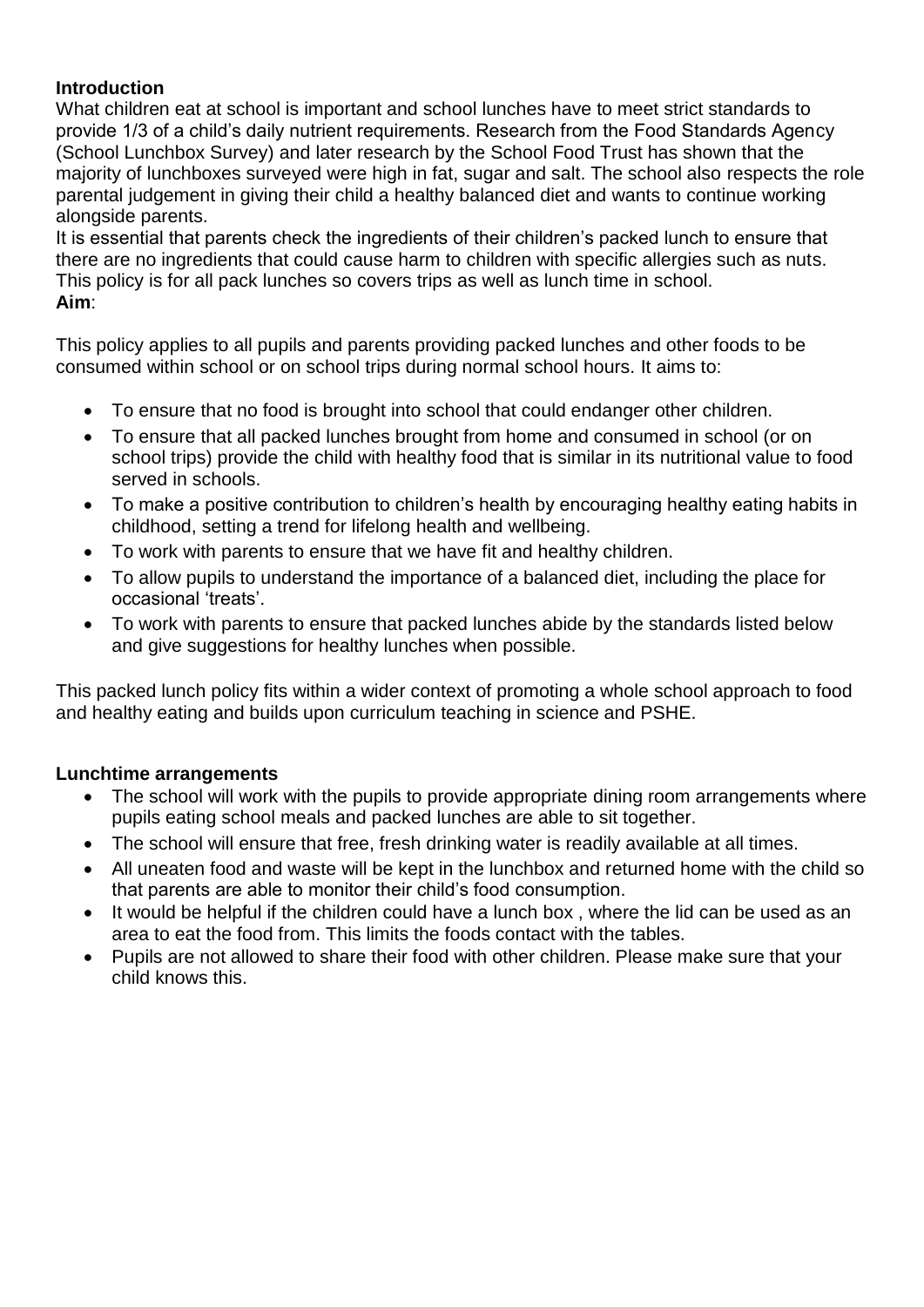**Introduction**

What children eat at school is important and school lunches have to meet strict standards to provide 1/3 of a child's daily nutrient requirements. Research from the Food Standards Agency (School Lunchbox Survey) and later research by the School Food Trust has shown that the majority of lunchboxes surveyed were high in fat, sugar and salt. The school also respects the role parental judgement in giving their child a healthy balanced diet and wants to continue working alongside parents.

It is essential that parents check the ingredients of their children's packed lunch to ensure that there are no ingredients that could cause harm to children with specific allergies such as nuts. This policy is for all pack lunches so covers trips as well as lunch time in school.

**Aim**:

This policy applies to all pupils and parents providing packed lunches and other foods to be consumed within school or on school trips during normal school hours. It aims to:

- To ensure that no food is brought into school that could endanger other children.
- To ensure that all packed lunches brought from home and consumed in school (or on school trips) provide the child with healthy food that is similar in its nutritional value to food served in schools.
- To make a positive contribution to children's health by encouraging healthy eating habits in childhood, setting a trend for lifelong health and wellbeing.
- To work with parents to ensure that we have fit and healthy children.
- To allow pupils to understand the importance of a balanced diet, including the place for occasional 'treats'.
- To work with parents to ensure that packed lunches abide by the standards listed below and give suggestions for healthy lunches when possible.

This packed lunch policy fits within a wider context of promoting a whole school approach to food and healthy eating and builds upon curriculum teaching in science and PSHE.

**Lunchtime arrangements**

- The school will work with the pupils to provide appropriate dining room arrangements where pupils eating school meals and packed lunches are able to sit together.
- The school will ensure that free, fresh drinking water is readily available at all times.
- All uneaten food and waste will be kept in the lunchbox and returned home with the child so that parents are able to monitor their child's food consumption.
- It would be helpful if the children could have a lunch box , where the lid can be used as an area to eat the food from. This limits the foods contact with the tables.
- Pupils are not allowed to share their food with other children. Please make sure that your child knows this.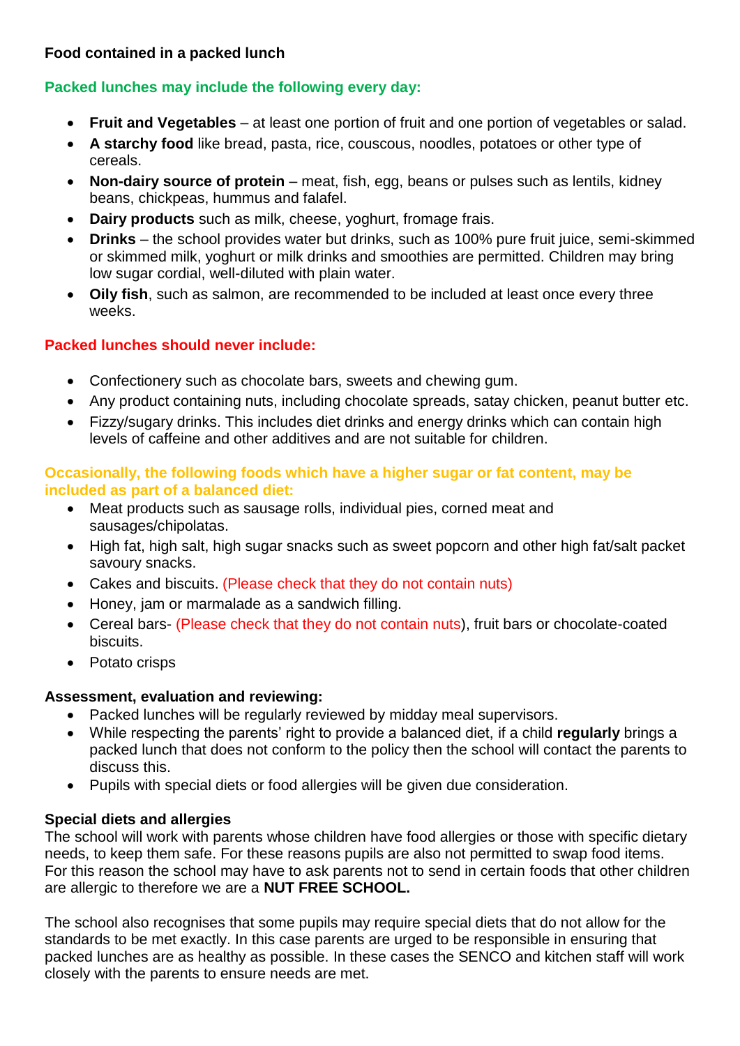## Food contained in a packed lunch

### Packed lunches may include the following every day:

- **Fruit and Vegetables** – at least one portion of fruit and one portion of vegetables or salad.
- **A starchy food** like bread, pasta, rice, couscous, noodles, potatoes or other type of cereals.
- **Non-dairy source of protein** – meat, fish, egg, beans or pulses such as lentils, kidney beans, chickpeas, hummus and falafel.
- **Dairy products** such as milk, cheese, yoghurt, fromage frais.
- **Drinks** – the school provides water but drinks, such as 100% pure fruit juice, semi-skimmed or skimmed milk, yoghurt or milk drinks and smoothies are permitted. Children may bring low sugar cordial, well-diluted with plain water.
- **Oily fish**, such as salmon, are recommended to be included at least once every three weeks.

### Packed lunches should never include:

- Confectionery such as chocolate bars, sweets and chewing gum.
- Any product containing nuts, including chocolate spreads, satay chicken, peanut butter etc.
- Fizzy/sugary drinks. This includes diet drinks and energy drinks which can contain high levels of caffeine and other additives and are not suitable for children.

### Occasionally, the following foods which have a higher sugar or fat content, may be included as part of a balanced diet:

- Meat products such as sausage rolls, individual pies, corned meat and sausages/chipolatas.
- High fat, high salt, high sugar snacks such as sweet popcorn and other high fat/salt packet savoury snacks.
- Cakes and biscuits. (Please check that they do not contain nuts)
- Honey, jam or marmalade as a sandwich filling.
- Cereal bars- (Please check that they do not contain nuts), fruit bars or chocolate-coated biscuits.
- Potato crisps

### Assessment, evaluation and reviewing:

- Packed lunches will be regularly reviewed by midday meal supervisors.
- While respecting the parents' right to provide a balanced diet, if a child **regularly** brings a packed lunch that does not conform to the policy then the school will contact the parents to discuss this.
- Pupils with special diets or food allergies will be given due consideration.

### Special diets and allergies

The school will work with parents whose children have food allergies or those with specific dietary needs, to keep them safe. For these reasons pupils are also not permitted to swap food items. For this reason the school may have to ask parents not to send in certain foods that other children are allergic to therefore we are a **NUT FREE SCHOOL.**

The school also recognises that some pupils may require special diets that do not allow for the standards to be met exactly. In this case parents are urged to be responsible in ensuring that packed lunches are as healthy as possible. In these cases the SENCO and kitchen staff will work closely with the parents to ensure needs are met.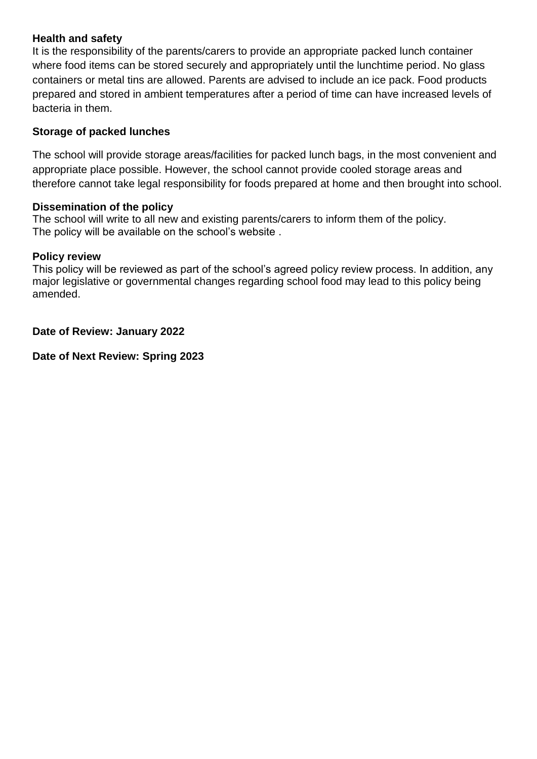**Health and safety**

It is the responsibility of the parents/carers to provide an appropriate packed lunch container where food items can be stored securely and appropriately until the lunchtime period. No glass containers or metal tins are allowed. Parents are advised to include an ice pack. Food products prepared and stored in ambient temperatures after a period of time can have increased levels of bacteria in them.

**Storage of packed lunches**

The school will provide storage areas/facilities for packed lunch bags, in the most convenient and appropriate place possible. However, the school cannot provide cooled storage areas and therefore cannot take legal responsibility for foods prepared at home and then brought into school.

**Dissemination of the policy**

The school will write to all new and existing parents/carers to inform them of the policy.
The policy will be available on the school's website .

**Policy review**

This policy will be reviewed as part of the school's agreed policy review process. In addition, any major legislative or governmental changes regarding school food may lead to this policy being amended.

**Date of Review: January 2022**

**Date of Next Review: Spring 2023**